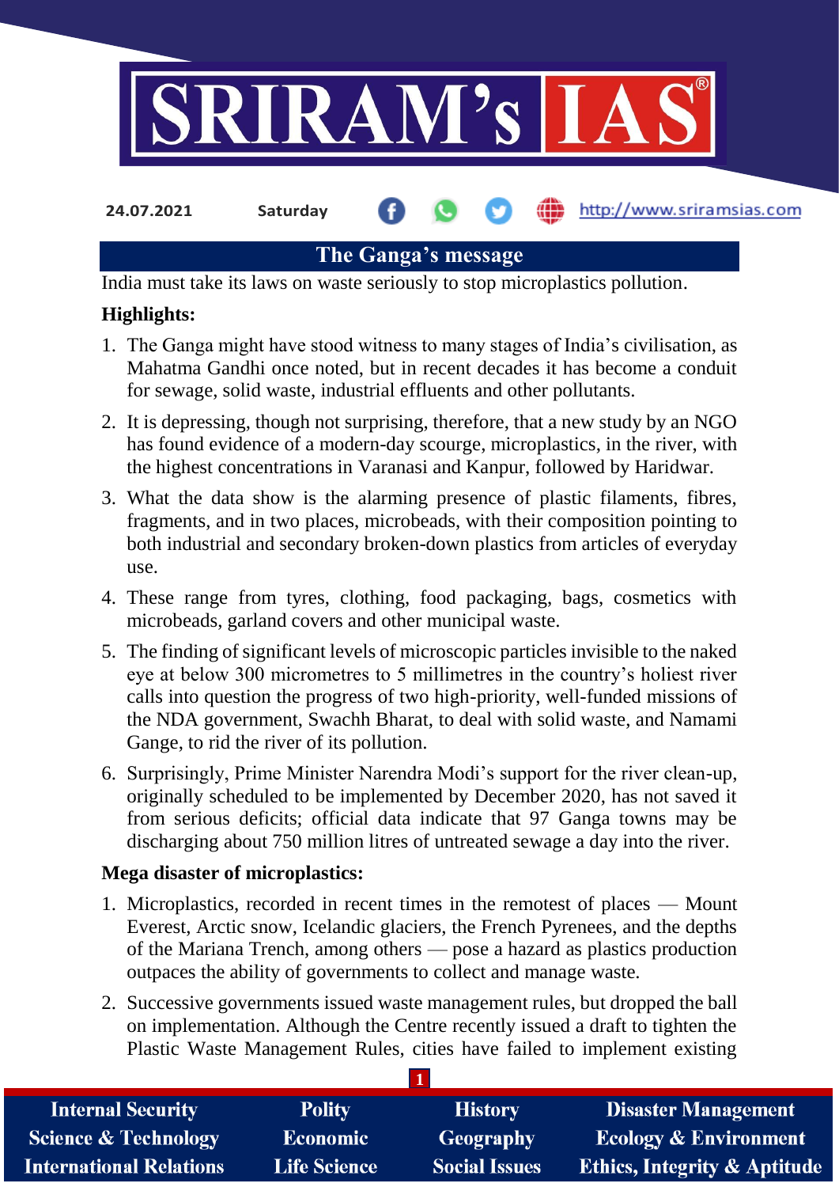24.07.2021 Saturday http://www.sriramsias.com

# The Ganga's message

India must take its laws on waste seriously to stop microplastics pollution.

**Highlights:**

1. The Ganga might have stood witness to many stages of India's civilisation, as Mahatma Gandhi once noted, but in recent decades it has become a conduit for sewage, solid waste, industrial effluents and other pollutants.
2. It is depressing, though not surprising, therefore, that a new study by an NGO has found evidence of a modern-day scourge, microplastics, in the river, with the highest concentrations in Varanasi and Kanpur, followed by Haridwar.
3. What the data show is the alarming presence of plastic filaments, fibres, fragments, and in two places, microbeads, with their composition pointing to both industrial and secondary broken-down plastics from articles of everyday use.
4. These range from tyres, clothing, food packaging, bags, cosmetics with microbeads, garland covers and other municipal waste.
5. The finding of significant levels of microscopic particles invisible to the naked eye at below 300 micrometres to 5 millimetres in the country's holiest river calls into question the progress of two high-priority, well-funded missions of the NDA government, Swachh Bharat, to deal with solid waste, and Namami Gange, to rid the river of its pollution.
6. Surprisingly, Prime Minister Narendra Modi's support for the river clean-up, originally scheduled to be implemented by December 2020, has not saved it from serious deficits; official data indicate that 97 Ganga towns may be discharging about 750 million litres of untreated sewage a day into the river.

**Mega disaster of microplastics:**

1. Microplastics, recorded in recent times in the remotest of places — Mount Everest, Arctic snow, Icelandic glaciers, the French Pyrenees, and the depths of the Mariana Trench, among others — pose a hazard as plastics production outpaces the ability of governments to collect and manage waste.
2. Successive governments issued waste management rules, but dropped the ball on implementation. Although the Centre recently issued a draft to tighten the Plastic Waste Management Rules, cities have failed to implement existing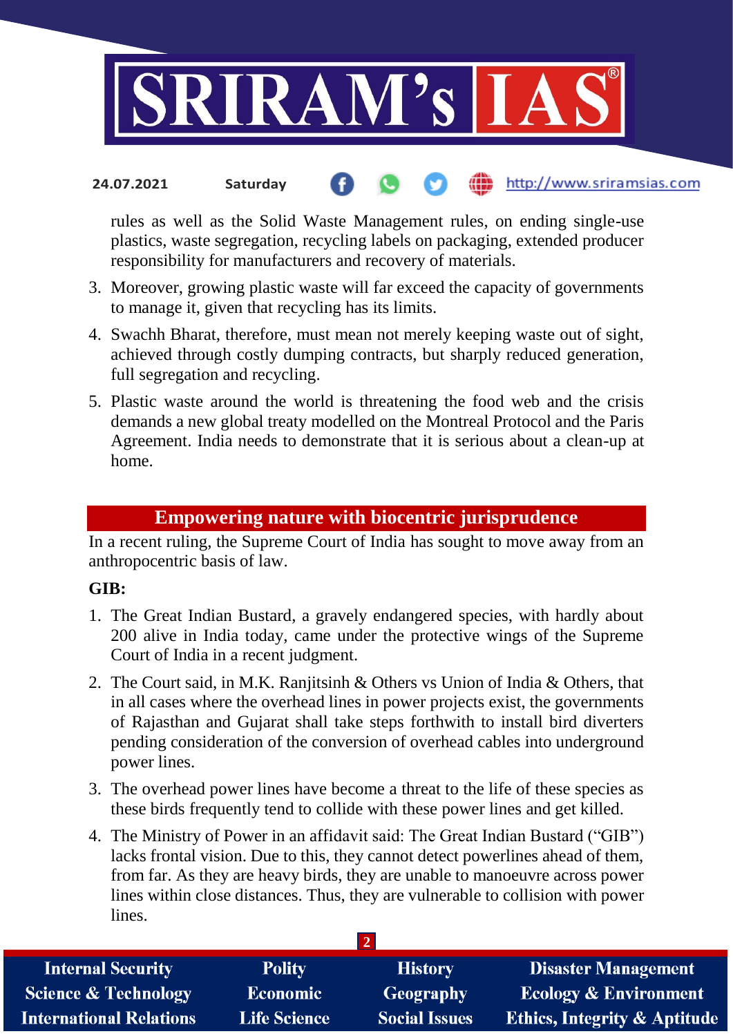rules as well as the Solid Waste Management rules, on ending single-use plastics, waste segregation, recycling labels on packaging, extended producer responsibility for manufacturers and recovery of materials.

3. Moreover, growing plastic waste will far exceed the capacity of governments to manage it, given that recycling has its limits.
4. Swachh Bharat, therefore, must mean not merely keeping waste out of sight, achieved through costly dumping contracts, but sharply reduced generation, full segregation and recycling.
5. Plastic waste around the world is threatening the food web and the crisis demands a new global treaty modelled on the Montreal Protocol and the Paris Agreement. India needs to demonstrate that it is serious about a clean-up at home.

## Empowering nature with biocentric jurisprudence

In a recent ruling, the Supreme Court of India has sought to move away from an anthropocentric basis of law.

**GIB:**

1. The Great Indian Bustard, a gravely endangered species, with hardly about 200 alive in India today, came under the protective wings of the Supreme Court of India in a recent judgment.
2. The Court said, in M.K. Ranjitsinh & Others vs Union of India & Others, that in all cases where the overhead lines in power projects exist, the governments of Rajasthan and Gujarat shall take steps forthwith to install bird diverters pending consideration of the conversion of overhead cables into underground power lines.
3. The overhead power lines have become a threat to the life of these species as these birds frequently tend to collide with these power lines and get killed.
4. The Ministry of Power in an affidavit said: The Great Indian Bustard ("GIB") lacks frontal vision. Due to this, they cannot detect powerlines ahead of them, from far. As they are heavy birds, they are unable to manoeuvre across power lines within close distances. Thus, they are vulnerable to collision with power lines.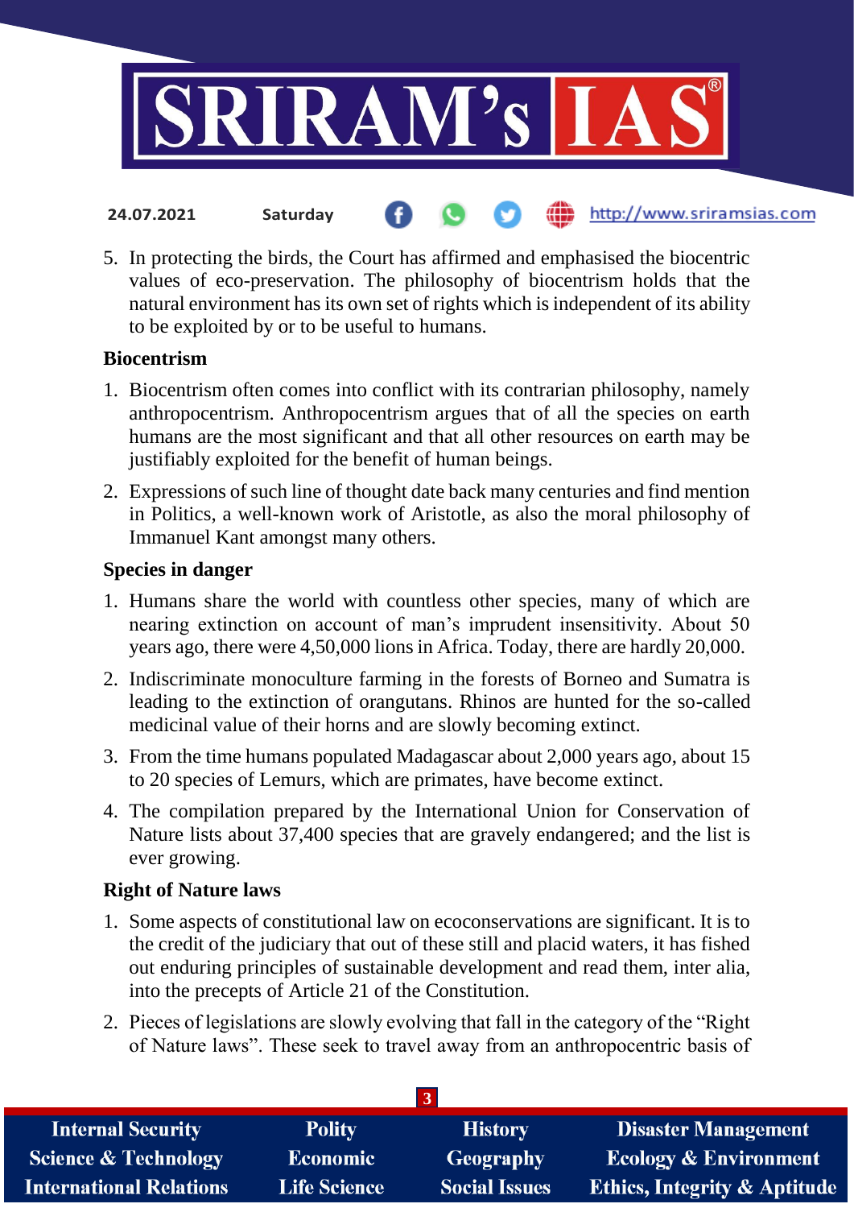5. In protecting the birds, the Court has affirmed and emphasised the biocentric values of eco-preservation. The philosophy of biocentrism holds that the natural environment has its own set of rights which is independent of its ability to be exploited by or to be useful to humans.

### Biocentrism

1. Biocentrism often comes into conflict with its contrarian philosophy, namely anthropocentrism. Anthropocentrism argues that of all the species on earth humans are the most significant and that all other resources on earth may be justifiably exploited for the benefit of human beings.
2. Expressions of such line of thought date back many centuries and find mention in Politics, a well-known work of Aristotle, as also the moral philosophy of Immanuel Kant amongst many others.

### Species in danger

1. Humans share the world with countless other species, many of which are nearing extinction on account of man's imprudent insensitivity. About 50 years ago, there were 4,50,000 lions in Africa. Today, there are hardly 20,000.
2. Indiscriminate monoculture farming in the forests of Borneo and Sumatra is leading to the extinction of orangutans. Rhinos are hunted for the so-called medicinal value of their horns and are slowly becoming extinct.
3. From the time humans populated Madagascar about 2,000 years ago, about 15 to 20 species of Lemurs, which are primates, have become extinct.
4. The compilation prepared by the International Union for Conservation of Nature lists about 37,400 species that are gravely endangered; and the list is ever growing.

### Right of Nature laws

1. Some aspects of constitutional law on ecoconservations are significant. It is to the credit of the judiciary that out of these still and placid waters, it has fished out enduring principles of sustainable development and read them, inter alia, into the precepts of Article 21 of the Constitution.
2. Pieces of legislations are slowly evolving that fall in the category of the "Right of Nature laws". These seek to travel away from an anthropocentric basis of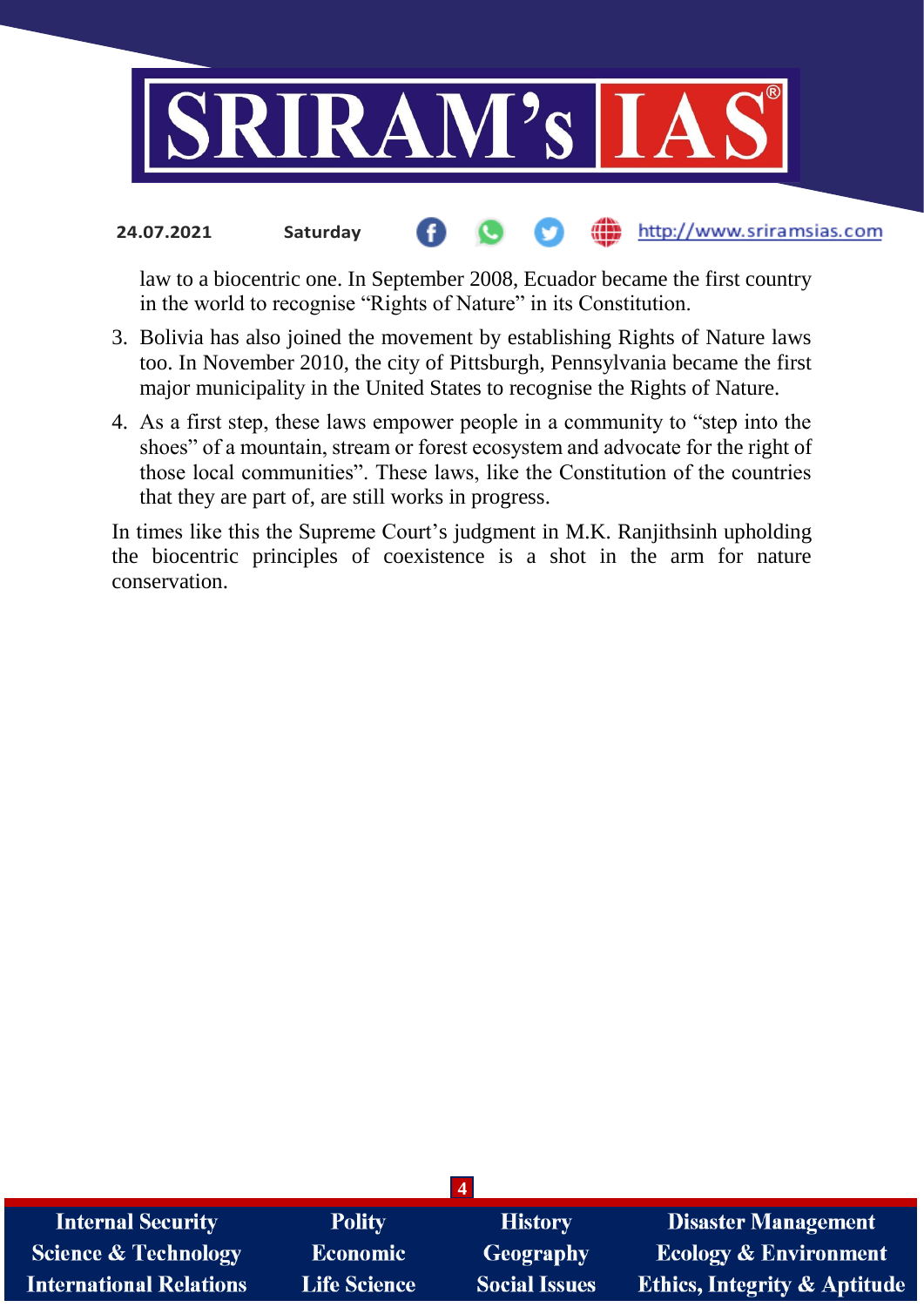law to a biocentric one. In September 2008, Ecuador became the first country in the world to recognise "Rights of Nature" in its Constitution.

3. Bolivia has also joined the movement by establishing Rights of Nature laws too. In November 2010, the city of Pittsburgh, Pennsylvania became the first major municipality in the United States to recognise the Rights of Nature.
4. As a first step, these laws empower people in a community to "step into the shoes" of a mountain, stream or forest ecosystem and advocate for the right of those local communities". These laws, like the Constitution of the countries that they are part of, are still works in progress.

In times like this the Supreme Court's judgment in M.K. Ranjithsinh upholding the biocentric principles of coexistence is a shot in the arm for nature conservation.